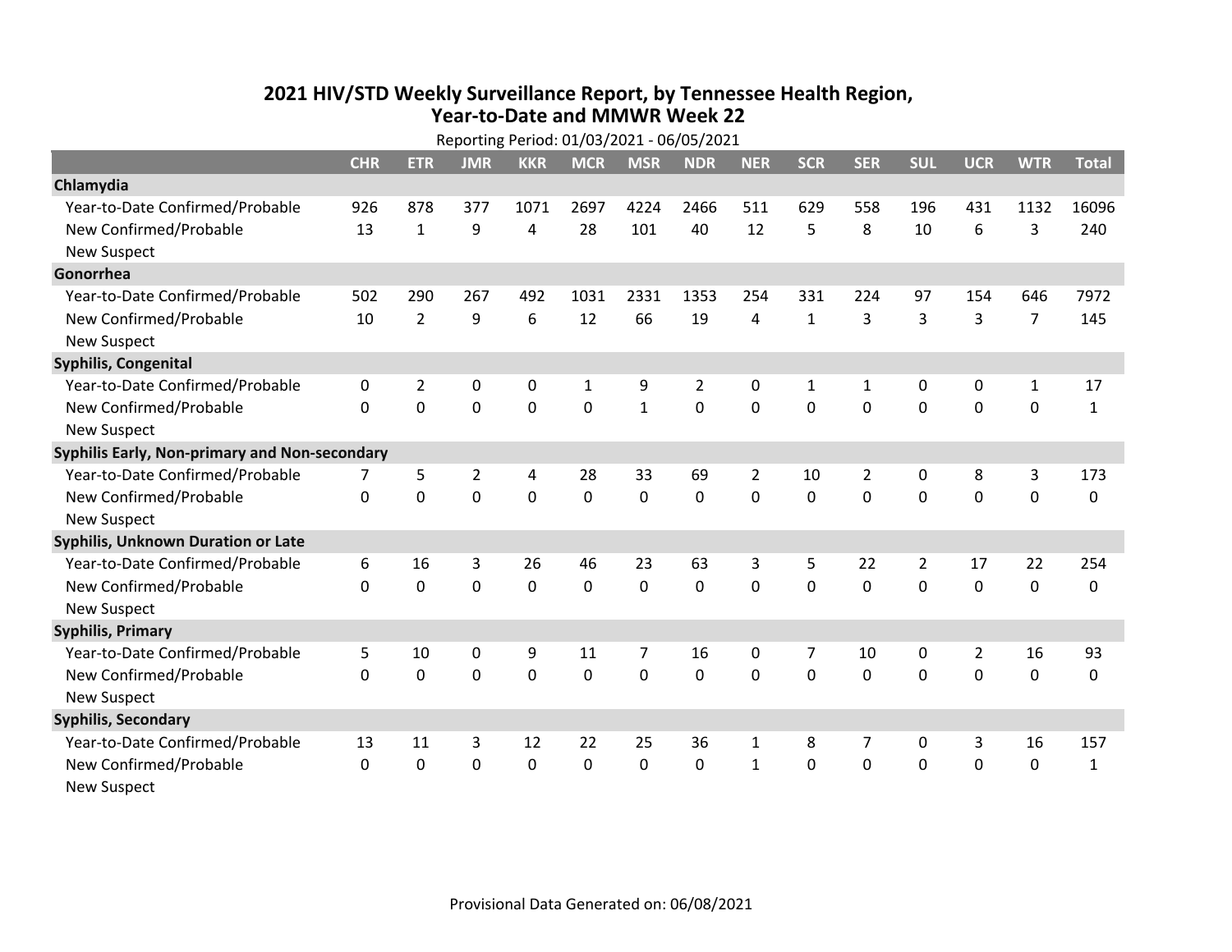# 2021 HIV/STD Weekly Surveillance Report, by Tennessee Health Region, Year-to-Date and MMWR Week 22

Reporting Period: 01/03/2021 - 06/05/2021

| | CHR | ETR | JMR | KKR | MCR | MSR | NDR | NER | SCR | SER | SUL | UCR | WTR | Total |
|---|---|---|---|---|---|---|---|---|---|---|---|---|---|---|
| **Chlamydia** | | | | | | | | | | | | | | |
| Year-to-Date Confirmed/Probable | 926 | 878 | 377 | 1071 | 2697 | 4224 | 2466 | 511 | 629 | 558 | 196 | 431 | 1132 | 16096 |
| New Confirmed/Probable | 13 | 1 | 9 | 4 | 28 | 101 | 40 | 12 | 5 | 8 | 10 | 6 | 3 | 240 |
| New Suspect | | | | | | | | | | | | | | |
| **Gonorrhea** | | | | | | | | | | | | | | |
| Year-to-Date Confirmed/Probable | 502 | 290 | 267 | 492 | 1031 | 2331 | 1353 | 254 | 331 | 224 | 97 | 154 | 646 | 7972 |
| New Confirmed/Probable | 10 | 2 | 9 | 6 | 12 | 66 | 19 | 4 | 1 | 3 | 3 | 3 | 7 | 145 |
| New Suspect | | | | | | | | | | | | | | |
| **Syphilis, Congenital** | | | | | | | | | | | | | | |
| Year-to-Date Confirmed/Probable | 0 | 2 | 0 | 0 | 1 | 9 | 2 | 0 | 1 | 1 | 0 | 0 | 1 | 17 |
| New Confirmed/Probable | 0 | 0 | 0 | 0 | 0 | 1 | 0 | 0 | 0 | 0 | 0 | 0 | 0 | 1 |
| New Suspect | | | | | | | | | | | | | | |
| **Syphilis Early, Non-primary and Non-secondary** | | | | | | | | | | | | | | |
| Year-to-Date Confirmed/Probable | 7 | 5 | 2 | 4 | 28 | 33 | 69 | 2 | 10 | 2 | 0 | 8 | 3 | 173 |
| New Confirmed/Probable | 0 | 0 | 0 | 0 | 0 | 0 | 0 | 0 | 0 | 0 | 0 | 0 | 0 | 0 |
| New Suspect | | | | | | | | | | | | | | |
| **Syphilis, Unknown Duration or Late** | | | | | | | | | | | | | | |
| Year-to-Date Confirmed/Probable | 6 | 16 | 3 | 26 | 46 | 23 | 63 | 3 | 5 | 22 | 2 | 17 | 22 | 254 |
| New Confirmed/Probable | 0 | 0 | 0 | 0 | 0 | 0 | 0 | 0 | 0 | 0 | 0 | 0 | 0 | 0 |
| New Suspect | | | | | | | | | | | | | | |
| **Syphilis, Primary** | | | | | | | | | | | | | | |
| Year-to-Date Confirmed/Probable | 5 | 10 | 0 | 9 | 11 | 7 | 16 | 0 | 7 | 10 | 0 | 2 | 16 | 93 |
| New Confirmed/Probable | 0 | 0 | 0 | 0 | 0 | 0 | 0 | 0 | 0 | 0 | 0 | 0 | 0 | 0 |
| New Suspect | | | | | | | | | | | | | | |
| **Syphilis, Secondary** | | | | | | | | | | | | | | |
| Year-to-Date Confirmed/Probable | 13 | 11 | 3 | 12 | 22 | 25 | 36 | 1 | 8 | 7 | 0 | 3 | 16 | 157 |
| New Confirmed/Probable | 0 | 0 | 0 | 0 | 0 | 0 | 0 | 1 | 0 | 0 | 0 | 0 | 0 | 1 |
| New Suspect | | | | | | | | | | | | | | |

Provisional Data Generated on: 06/08/2021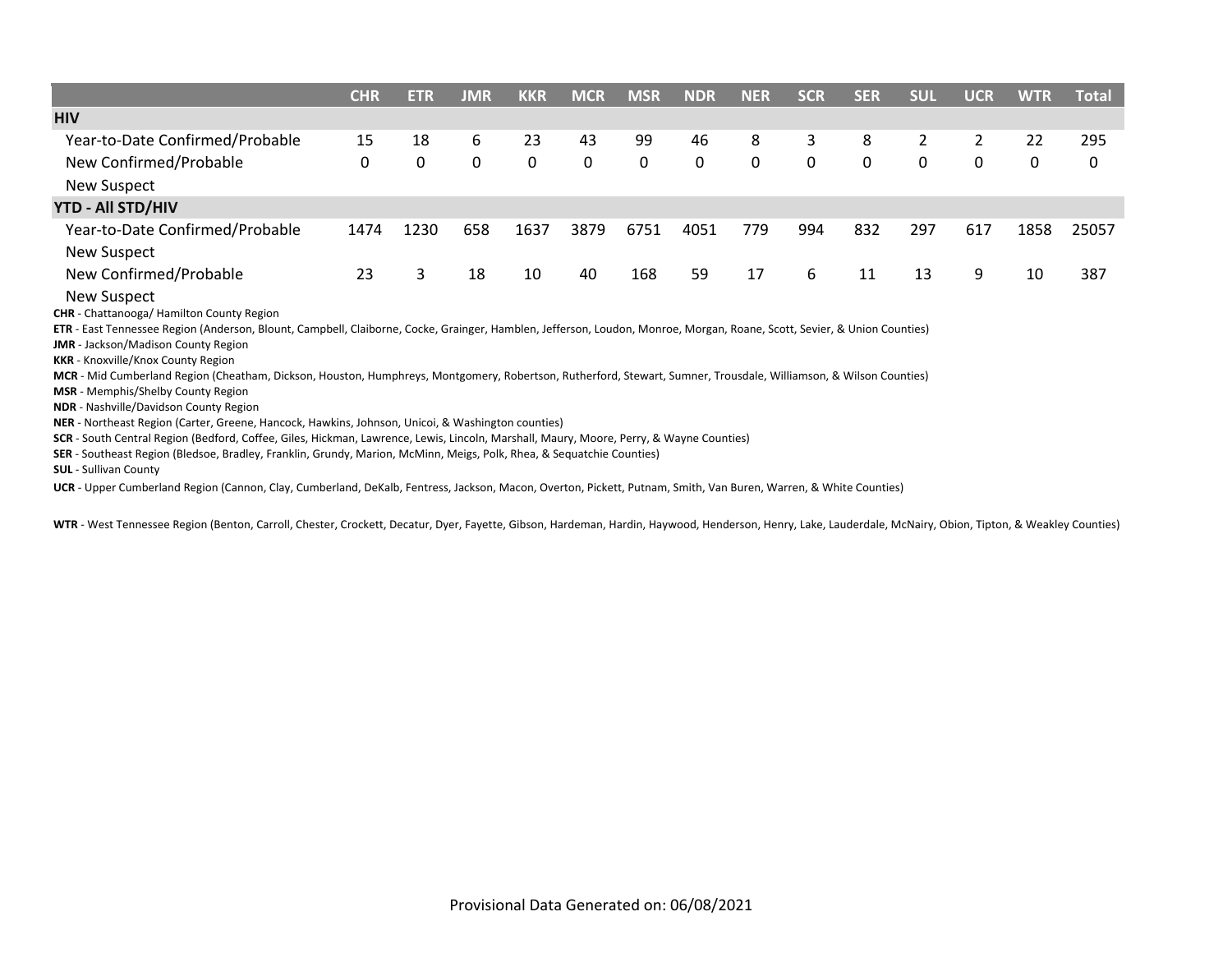| | CHR | ETR | JMR | KKR | MCR | MSR | NDR | NER | SCR | SER | SUL | UCR | WTR | Total |
|---|---|---|---|---|---|---|---|---|---|---|---|---|---|---|
| **HIV** | | | | | | | | | | | | | | |
| Year-to-Date Confirmed/Probable | 15 | 18 | 6 | 23 | 43 | 99 | 46 | 8 | 3 | 8 | 2 | 2 | 22 | 295 |
| New Confirmed/Probable | 0 | 0 | 0 | 0 | 0 | 0 | 0 | 0 | 0 | 0 | 0 | 0 | 0 | 0 |
| New Suspect | | | | | | | | | | | | | | |
| **YTD - All STD/HIV** | | | | | | | | | | | | | | |
| Year-to-Date Confirmed/Probable | 1474 | 1230 | 658 | 1637 | 3879 | 6751 | 4051 | 779 | 994 | 832 | 297 | 617 | 1858 | 25057 |
| New Suspect | | | | | | | | | | | | | | |
| New Confirmed/Probable | 23 | 3 | 18 | 10 | 40 | 168 | 59 | 17 | 6 | 11 | 13 | 9 | 10 | 387 |
| New Suspect | | | | | | | | | | | | | | |

**CHR** - Chattanooga/ Hamilton County Region

**ETR** - East Tennessee Region (Anderson, Blount, Campbell, Claiborne, Cocke, Grainger, Hamblen, Jefferson, Loudon, Monroe, Morgan, Roane, Scott, Sevier, & Union Counties)

**JMR** - Jackson/Madison County Region

**KKR** - Knoxville/Knox County Region

**MCR** - Mid Cumberland Region (Cheatham, Dickson, Houston, Humphreys, Montgomery, Robertson, Rutherford, Stewart, Sumner, Trousdale, Williamson, & Wilson Counties)

**MSR** - Memphis/Shelby County Region

**NDR** - Nashville/Davidson County Region

**NER** - Northeast Region (Carter, Greene, Hancock, Hawkins, Johnson, Unicoi, & Washington counties)

**SCR** - South Central Region (Bedford, Coffee, Giles, Hickman, Lawrence, Lewis, Lincoln, Marshall, Maury, Moore, Perry, & Wayne Counties)

**SER** - Southeast Region (Bledsoe, Bradley, Franklin, Grundy, Marion, McMinn, Meigs, Polk, Rhea, & Sequatchie Counties)

**SUL** - Sullivan County

**UCR** - Upper Cumberland Region (Cannon, Clay, Cumberland, DeKalb, Fentress, Jackson, Macon, Overton, Pickett, Putnam, Smith, Van Buren, Warren, & White Counties)

**WTR** - West Tennessee Region (Benton, Carroll, Chester, Crockett, Decatur, Dyer, Fayette, Gibson, Hardeman, Hardin, Haywood, Henderson, Henry, Lake, Lauderdale, McNairy, Obion, Tipton, & Weakley Counties)

Provisional Data Generated on: 06/08/2021